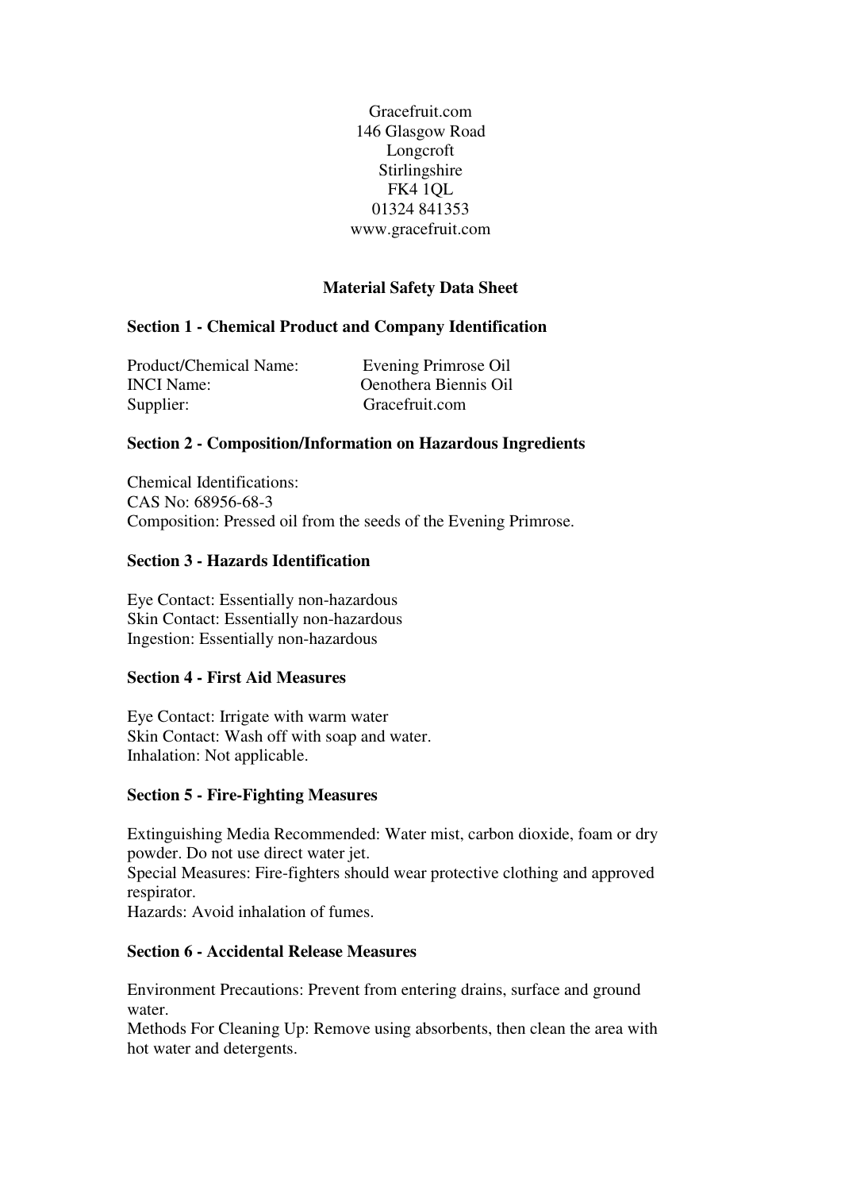Gracefruit.com
146 Glasgow Road
Longcroft
Stirlingshire
FK4 1QL
01324 841353
www.gracefruit.com

# Material Safety Data Sheet

## Section 1 - Chemical Product and Company Identification

Product/Chemical Name: Evening Primrose Oil
INCI Name: Oenothera Biennis Oil
Supplier: Gracefruit.com

## Section 2 - Composition/Information on Hazardous Ingredients

Chemical Identifications:
CAS No: 68956-68-3
Composition: Pressed oil from the seeds of the Evening Primrose.

## Section 3 - Hazards Identification

Eye Contact: Essentially non-hazardous
Skin Contact: Essentially non-hazardous
Ingestion: Essentially non-hazardous

## Section 4 - First Aid Measures

Eye Contact: Irrigate with warm water
Skin Contact: Wash off with soap and water.
Inhalation: Not applicable.

## Section 5 - Fire-Fighting Measures

Extinguishing Media Recommended: Water mist, carbon dioxide, foam or dry powder. Do not use direct water jet.
Special Measures: Fire-fighters should wear protective clothing and approved respirator.
Hazards: Avoid inhalation of fumes.

## Section 6 - Accidental Release Measures

Environment Precautions: Prevent from entering drains, surface and ground water.
Methods For Cleaning Up: Remove using absorbents, then clean the area with hot water and detergents.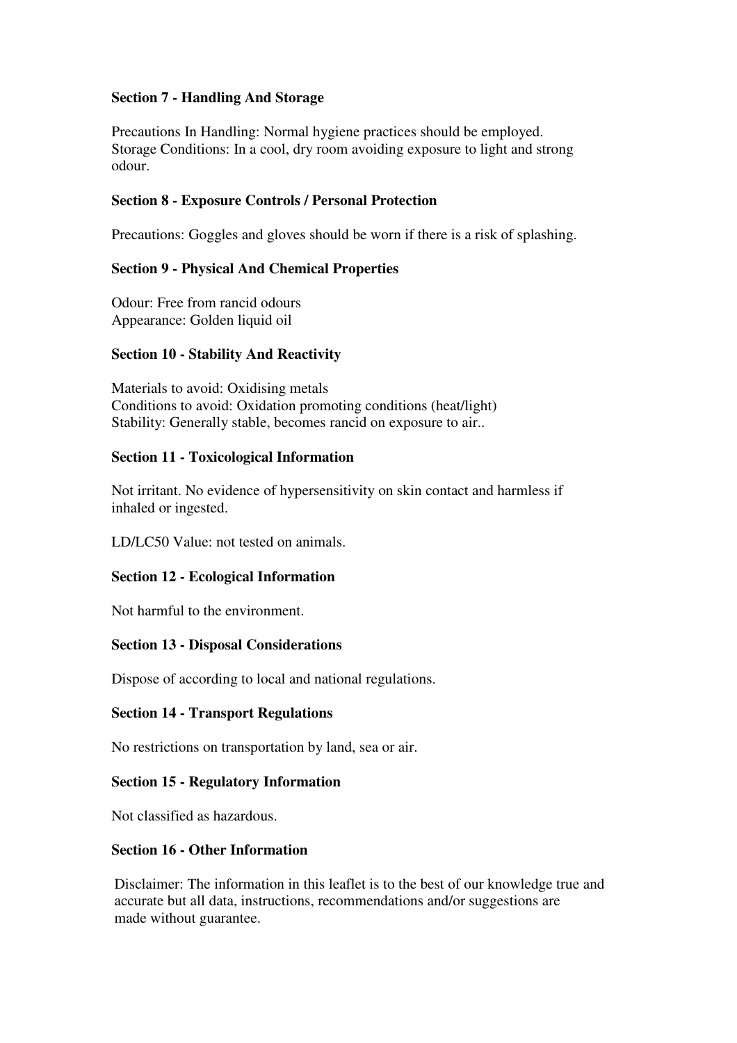**Section 7 - Handling And Storage**

Precautions In Handling: Normal hygiene practices should be employed.
Storage Conditions: In a cool, dry room avoiding exposure to light and strong odour.

**Section 8 - Exposure Controls / Personal Protection**

Precautions: Goggles and gloves should be worn if there is a risk of splashing.

**Section 9 - Physical And Chemical Properties**

Odour: Free from rancid odours
Appearance: Golden liquid oil

**Section 10 - Stability And Reactivity**

Materials to avoid: Oxidising metals
Conditions to avoid: Oxidation promoting conditions (heat/light)
Stability: Generally stable, becomes rancid on exposure to air..

**Section 11 - Toxicological Information**

Not irritant. No evidence of hypersensitivity on skin contact and harmless if inhaled or ingested.

LD/LC50 Value: not tested on animals.

**Section 12 - Ecological Information**

Not harmful to the environment.

**Section 13 - Disposal Considerations**

Dispose of according to local and national regulations.

**Section 14 - Transport Regulations**

No restrictions on transportation by land, sea or air.

**Section 15 - Regulatory Information**

Not classified as hazardous.

**Section 16 - Other Information**

Disclaimer: The information in this leaflet is to the best of our knowledge true and accurate but all data, instructions, recommendations and/or suggestions are made without guarantee.